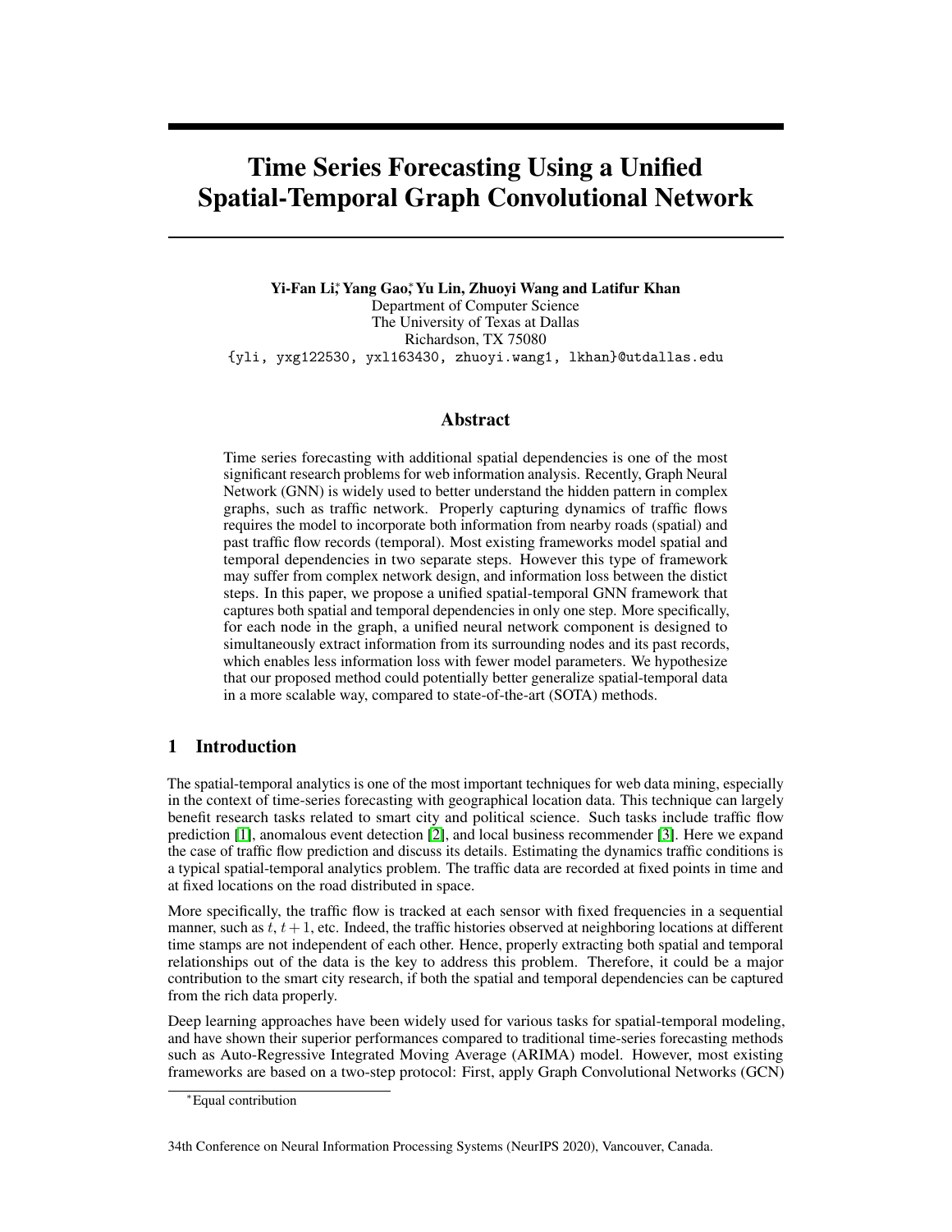# Time Series Forecasting Using a Unified Spatial-Temporal Graph Convolutional Network

**Yi-Fan Li[*], Yang Gao[*], Yu Lin, Zhuoyi Wang and Latifur Khan**
Department of Computer Science
The University of Texas at Dallas
Richardson, TX 75080
{yli, yxg122530, yxl163430, zhuoyi.wang1, lkhan}@utdallas.edu

## Abstract

Time series forecasting with additional spatial dependencies is one of the most significant research problems for web information analysis. Recently, Graph Neural Network (GNN) is widely used to better understand the hidden pattern in complex graphs, such as traffic network. Properly capturing dynamics of traffic flows requires the model to incorporate both information from nearby roads (spatial) and past traffic flow records (temporal). Most existing frameworks model spatial and temporal dependencies in two separate steps. However this type of framework may suffer from complex network design, and information loss between the distict steps. In this paper, we propose a unified spatial-temporal GNN framework that captures both spatial and temporal dependencies in only one step. More specifically, for each node in the graph, a unified neural network component is designed to simultaneously extract information from its surrounding nodes and its past records, which enables less information loss with fewer model parameters. We hypothesize that our proposed method could potentially better generalize spatial-temporal data in a more scalable way, compared to state-of-the-art (SOTA) methods.

## 1 Introduction

The spatial-temporal analytics is one of the most important techniques for web data mining, especially in the context of time-series forecasting with geographical location data. This technique can largely benefit research tasks related to smart city and political science. Such tasks include traffic flow prediction [1], anomalous event detection [2], and local business recommender [3]. Here we expand the case of traffic flow prediction and discuss its details. Estimating the dynamics traffic conditions is a typical spatial-temporal analytics problem. The traffic data are recorded at fixed points in time and at fixed locations on the road distributed in space.

More specifically, the traffic flow is tracked at each sensor with fixed frequencies in a sequential manner, such as $t$, $t+1$, etc. Indeed, the traffic histories observed at neighboring locations at different time stamps are not independent of each other. Hence, properly extracting both spatial and temporal relationships out of the data is the key to address this problem. Therefore, it could be a major contribution to the smart city research, if both the spatial and temporal dependencies can be captured from the rich data properly.

Deep learning approaches have been widely used for various tasks for spatial-temporal modeling, and have shown their superior performances compared to traditional time-series forecasting methods such as Auto-Regressive Integrated Moving Average (ARIMA) model. However, most existing frameworks are based on a two-step protocol: First, apply Graph Convolutional Networks (GCN)

[*]Equal contribution

34th Conference on Neural Information Processing Systems (NeurIPS 2020), Vancouver, Canada.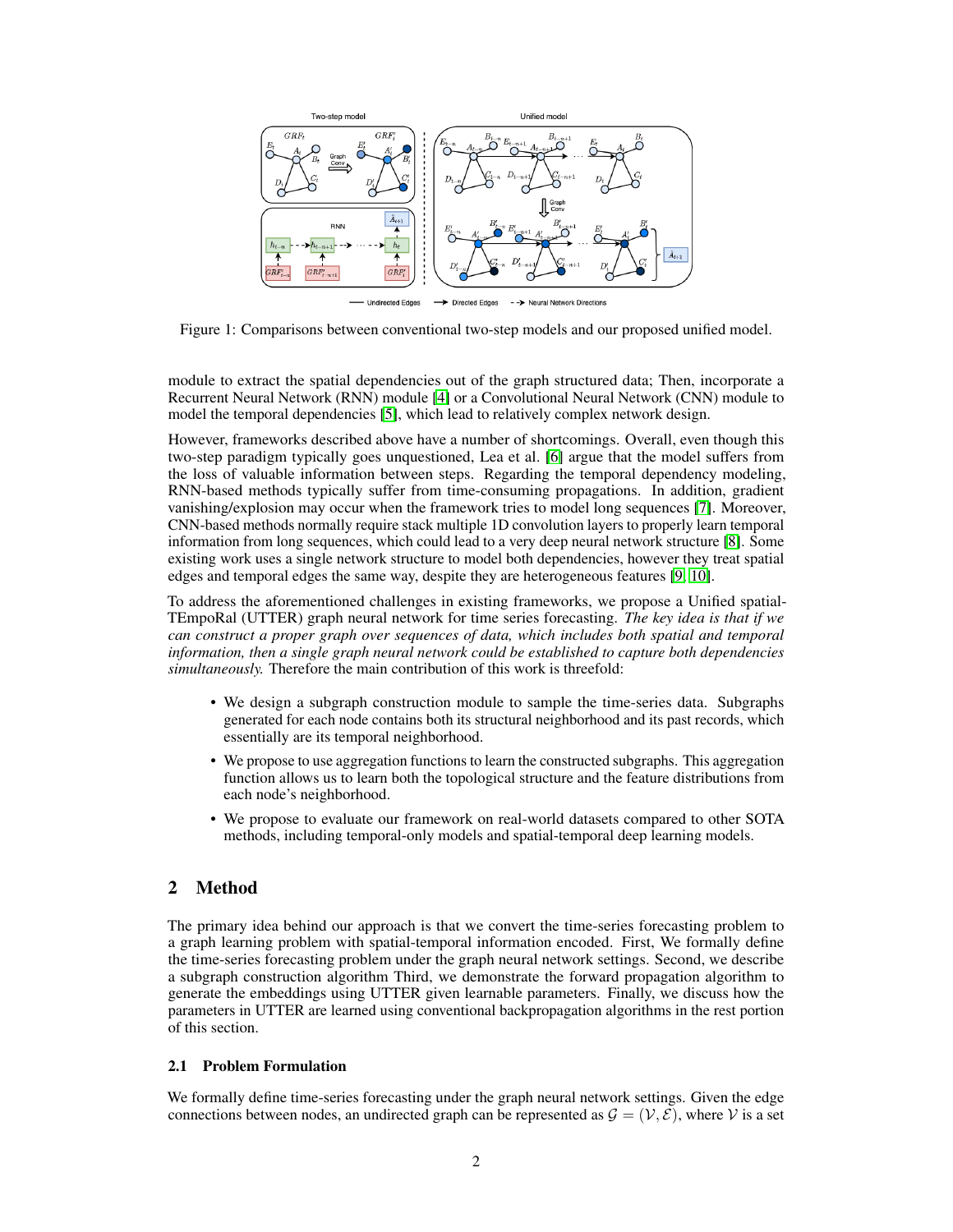Figure 1: Comparisons between conventional two-step models and our proposed unified model.

module to extract the spatial dependencies out of the graph structured data; Then, incorporate a Recurrent Neural Network (RNN) module [4] or a Convolutional Neural Network (CNN) module to model the temporal dependencies [5], which lead to relatively complex network design.

However, frameworks described above have a number of shortcomings. Overall, even though this two-step paradigm typically goes unquestioned, Lea et al. [6] argue that the model suffers from the loss of valuable information between steps. Regarding the temporal dependency modeling, RNN-based methods typically suffer from time-consuming propagations. In addition, gradient vanishing/explosion may occur when the framework tries to model long sequences [7]. Moreover, CNN-based methods normally require stack multiple 1D convolution layers to properly learn temporal information from long sequences, which could lead to a very deep neural network structure [8]. Some existing work uses a single network structure to model both dependencies, however they treat spatial edges and temporal edges the same way, despite they are heterogeneous features [9, 10].

To address the aforementioned challenges in existing frameworks, we propose a Unified spatial-TEmpoRal (UTTER) graph neural network for time series forecasting. *The key idea is that if we can construct a proper graph over sequences of data, which includes both spatial and temporal information, then a single graph neural network could be established to capture both dependencies simultaneously.* Therefore the main contribution of this work is threefold:

- We design a subgraph construction module to sample the time-series data. Subgraphs generated for each node contains both its structural neighborhood and its past records, which essentially are its temporal neighborhood.
- We propose to use aggregation functions to learn the constructed subgraphs. This aggregation function allows us to learn both the topological structure and the feature distributions from each node's neighborhood.
- We propose to evaluate our framework on real-world datasets compared to other SOTA methods, including temporal-only models and spatial-temporal deep learning models.

## 2 Method

The primary idea behind our approach is that we convert the time-series forecasting problem to a graph learning problem with spatial-temporal information encoded. First, We formally define the time-series forecasting problem under the graph neural network settings. Second, we describe a subgraph construction algorithm Third, we demonstrate the forward propagation algorithm to generate the embeddings using UTTER given learnable parameters. Finally, we discuss how the parameters in UTTER are learned using conventional backpropagation algorithms in the rest portion of this section.

### 2.1 Problem Formulation

We formally define time-series forecasting under the graph neural network settings. Given the edge connections between nodes, an undirected graph can be represented as $\mathcal{G} = (\mathcal{V}, \mathcal{E})$, where $\mathcal{V}$ is a set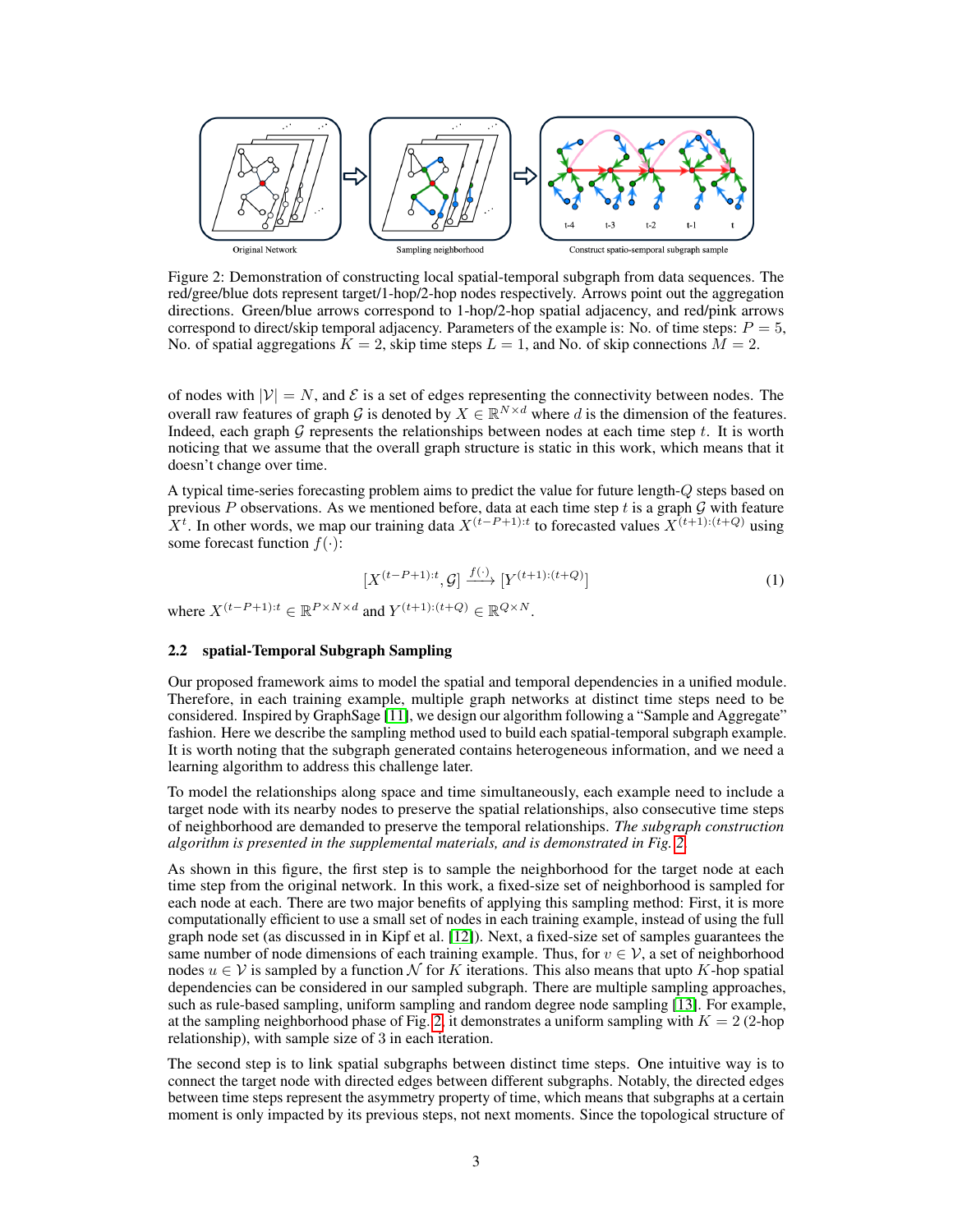Figure 2: Demonstration of constructing local spatial-temporal subgraph from data sequences. The red/gree/blue dots represent target/1-hop/2-hop nodes respectively. Arrows point out the aggregation directions. Green/blue arrows correspond to 1-hop/2-hop spatial adjacency, and red/pink arrows correspond to direct/skip temporal adjacency. Parameters of the example is: No. of time steps: $P = 5$, No. of spatial aggregations $K = 2$, skip time steps $L = 1$, and No. of skip connections $M = 2$.

of nodes with $|\mathcal{V}| = N$, and $\mathcal{E}$ is a set of edges representing the connectivity between nodes. The overall raw features of graph $\mathcal{G}$ is denoted by $X \in \mathbb{R}^{N \times d}$ where $d$ is the dimension of the features. Indeed, each graph $\mathcal{G}$ represents the relationships between nodes at each time step $t$. It is worth noticing that we assume that the overall graph structure is static in this work, which means that it doesn't change over time.

A typical time-series forecasting problem aims to predict the value for future length-$Q$ steps based on previous $P$ observations. As we mentioned before, data at each time step $t$ is a graph $\mathcal{G}$ with feature $X^t$. In other words, we map our training data $X^{(t-P+1):t}$ to forecasted values $X^{(t+1):(t+Q)}$ using some forecast function $f(\cdot)$:

$$[X^{(t-P+1):t}, \mathcal{G}] \xrightarrow{f(\cdot)} [Y^{(t+1):(t+Q)}] \tag{1}$$

where $X^{(t-P+1):t} \in \mathbb{R}^{P \times N \times d}$ and $Y^{(t+1):(t+Q)} \in \mathbb{R}^{Q \times N}$.

### 2.2 spatial-Temporal Subgraph Sampling

Our proposed framework aims to model the spatial and temporal dependencies in a unified module. Therefore, in each training example, multiple graph networks at distinct time steps need to be considered. Inspired by GraphSage [11], we design our algorithm following a "Sample and Aggregate" fashion. Here we describe the sampling method used to build each spatial-temporal subgraph example. It is worth noting that the subgraph generated contains heterogeneous information, and we need a learning algorithm to address this challenge later.

To model the relationships along space and time simultaneously, each example need to include a target node with its nearby nodes to preserve the spatial relationships, also consecutive time steps of neighborhood are demanded to preserve the temporal relationships. *The subgraph construction algorithm is presented in the supplemental materials, and is demonstrated in Fig. 2.*

As shown in this figure, the first step is to sample the neighborhood for the target node at each time step from the original network. In this work, a fixed-size set of neighborhood is sampled for each node at each. There are two major benefits of applying this sampling method: First, it is more computationally efficient to use a small set of nodes in each training example, instead of using the full graph node set (as discussed in in Kipf et al. [12]). Next, a fixed-size set of samples guarantees the same number of node dimensions of each training example. Thus, for $v \in \mathcal{V}$, a set of neighborhood nodes $u \in \mathcal{V}$ is sampled by a function $\mathcal{N}$ for $K$ iterations. This also means that upto $K$-hop spatial dependencies can be considered in our sampled subgraph. There are multiple sampling approaches, such as rule-based sampling, uniform sampling and random degree node sampling [13]. For example, at the sampling neighborhood phase of Fig. 2, it demonstrates a uniform sampling with $K = 2$ (2-hop relationship), with sample size of 3 in each iteration.

The second step is to link spatial subgraphs between distinct time steps. One intuitive way is to connect the target node with directed edges between different subgraphs. Notably, the directed edges between time steps represent the asymmetry property of time, which means that subgraphs at a certain moment is only impacted by its previous steps, not next moments. Since the topological structure of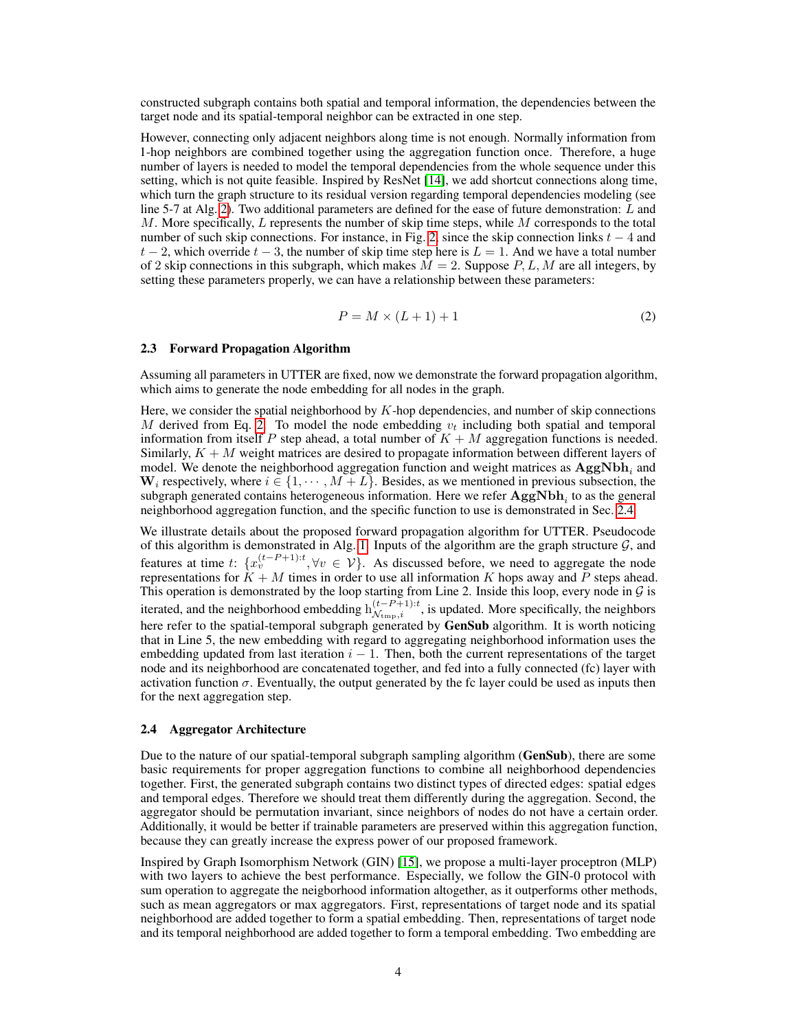constructed subgraph contains both spatial and temporal information, the dependencies between the target node and its spatial-temporal neighbor can be extracted in one step.

However, connecting only adjacent neighbors along time is not enough. Normally information from 1-hop neighbors are combined together using the aggregation function once. Therefore, a huge number of layers is needed to model the temporal dependencies from the whole sequence under this setting, which is not quite feasible. Inspired by ResNet [14], we add shortcut connections along time, which turn the graph structure to its residual version regarding temporal dependencies modeling (see line 5-7 at Alg. 2). Two additional parameters are defined for the ease of future demonstration: $L$ and $M$. More specifically, $L$ represents the number of skip time steps, while $M$ corresponds to the total number of such skip connections. For instance, in Fig. 2, since the skip connection links $t-4$ and $t-2$, which override $t-3$, the number of skip time step here is $L = 1$. And we have a total number of 2 skip connections in this subgraph, which makes $M = 2$. Suppose $P, L, M$ are all integers, by setting these parameters properly, we can have a relationship between these parameters:

$$P = M \times (L + 1) + 1 \tag{2}$$

### 2.3 Forward Propagation Algorithm

Assuming all parameters in UTTER are fixed, now we demonstrate the forward propagation algorithm, which aims to generate the node embedding for all nodes in the graph.

Here, we consider the spatial neighborhood by $K$-hop dependencies, and number of skip connections $M$ derived from Eq. 2. To model the node embedding $v_t$ including both spatial and temporal information from itself $P$ step ahead, a total number of $K + M$ aggregation functions is needed. Similarly, $K + M$ weight matrices are desired to propagate information between different layers of model. We denote the neighborhood aggregation function and weight matrices as $\mathbf{AggNbh}_i$ and $\mathbf{W}_i$ respectively, where $i \in \{1, \cdots, M + L\}$. Besides, as we mentioned in previous subsection, the subgraph generated contains heterogeneous information. Here we refer $\mathbf{AggNbh}_i$ to as the general neighborhood aggregation function, and the specific function to use is demonstrated in Sec. 2.4.

We illustrate details about the proposed forward propagation algorithm for UTTER. Pseudocode of this algorithm is demonstrated in Alg. 1. Inputs of the algorithm are the graph structure $\mathcal{G}$, and features at time $t$: $\{x_v^{(t-P+1):t}, \forall v \in \mathcal{V}\}$. As discussed before, we need to aggregate the node representations for $K + M$ times in order to use all information $K$ hops away and $P$ steps ahead. This operation is demonstrated by the loop starting from Line 2. Inside this loop, every node in $\mathcal{G}$ is iterated, and the neighborhood embedding $\mathrm{h}_{\mathcal{N}_{\text{tmp}},i}^{(t-P+1):t}$, is updated. More specifically, the neighbors here refer to the spatial-temporal subgraph generated by **GenSub** algorithm. It is worth noticing that in Line 5, the new embedding with regard to aggregating neighborhood information uses the embedding updated from last iteration $i - 1$. Then, both the current representations of the target node and its neighborhood are concatenated together, and fed into a fully connected (fc) layer with activation function $\sigma$. Eventually, the output generated by the fc layer could be used as inputs then for the next aggregation step.

### 2.4 Aggregator Architecture

Due to the nature of our spatial-temporal subgraph sampling algorithm (**GenSub**), there are some basic requirements for proper aggregation functions to combine all neighborhood dependencies together. First, the generated subgraph contains two distinct types of directed edges: spatial edges and temporal edges. Therefore we should treat them differently during the aggregation. Second, the aggregator should be permutation invariant, since neighbors of nodes do not have a certain order. Additionally, it would be better if trainable parameters are preserved within this aggregation function, because they can greatly increase the express power of our proposed framework.

Inspired by Graph Isomorphism Network (GIN) [15], we propose a multi-layer proceptron (MLP) with two layers to achieve the best performance. Especially, we follow the GIN-0 protocol with sum operation to aggregate the neigborhood information altogether, as it outperforms other methods, such as mean aggregators or max aggregators. First, representations of target node and its spatial neighborhood are added together to form a spatial embedding. Then, representations of target node and its temporal neighborhood are added together to form a temporal embedding. Two embedding are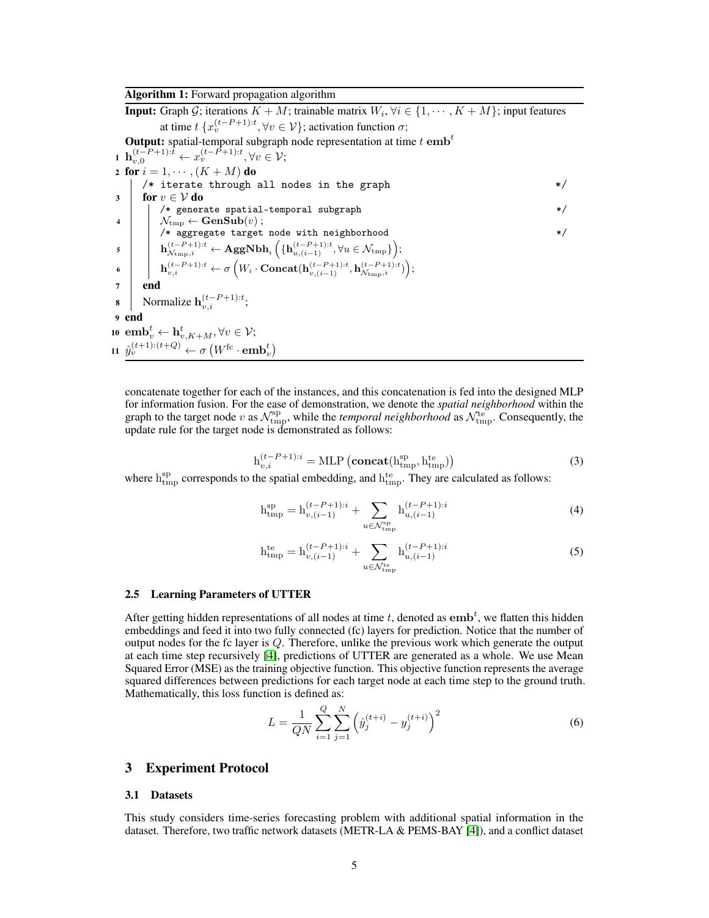**Algorithm 1:** Forward propagation algorithm

**Input:** Graph $\mathcal{G}$; iterations $K+M$; trainable matrix $W_i, \forall i \in \{1, \cdots, K+M\}$; input features at time $t$ $\{x_v^{(t-P+1):t}, \forall v \in \mathcal{V}\}$; activation function $\sigma$;

**Output:** spatial-temporal subgraph node representation at time $t$ $\mathbf{emb}^t$

```
1  h_{v,0}^{(t-P+1):t} ← x_v^{(t-P+1):t}, ∀v ∈ V;
2  for i = 1, ··· , (K + M) do
       /* iterate through all nodes in the graph */
3      for v ∈ V do
           /* generate spatial-temporal subgraph */
4          N_tmp ← GenSub(v) ;
           /* aggregate target node with neighborhood */
5          h_{N_tmp,i}^{(t-P+1):t} ← AggNbh_i({h_{u,(i-1)}^{(t-P+1):t}, ∀u ∈ N_tmp});
6          h_{v,i}^{(t-P+1):t} ← σ(W_i · Concat(h_{v,(i-1)}^{(t-P+1):t}, h_{N_tmp,i}^{(t-P+1):t}));
7      end
8      Normalize h_{v,i}^{(t-P+1):t};
9  end
10 emb_v^t ← h_{v,K+M}^t, ∀v ∈ V;
11 ŷ_v^{(t+1):(t+Q)} ← σ(W^fc · emb_v^t)
```

concatenate together for each of the instances, and this concatenation is fed into the designed MLP for information fusion. For the ease of demonstration, we denote the *spatial neighborhood* within the graph to the target node $v$ as $\mathcal{N}_{\text{tmp}}^{\text{sp}}$, while the *temporal neighborhood* as $\mathcal{N}_{\text{tmp}}^{\text{te}}$. Consequently, the update rule for the target node is demonstrated as follows:

$$\mathrm{h}_{v,i}^{(t-P+1):i} = \mathrm{MLP}\left(\mathbf{concat}(\mathrm{h}_{\text{tmp}}^{\text{sp}}, \mathrm{h}_{\text{tmp}}^{\text{te}})\right) \tag{3}$$

where $\mathrm{h}_{\text{tmp}}^{\text{sp}}$ corresponds to the spatial embedding, and $\mathrm{h}_{\text{tmp}}^{\text{te}}$. They are calculated as follows:

$$\mathrm{h}_{\text{tmp}}^{\text{sp}} = \mathrm{h}_{v,(i-1)}^{(t-P+1):i} + \sum_{u \in \mathcal{N}_{\text{tmp}}^{\text{sp}}} \mathrm{h}_{u,(i-1)}^{(t-P+1):i} \tag{4}$$

$$\mathrm{h}_{\text{tmp}}^{\text{te}} = \mathrm{h}_{v,(i-1)}^{(t-P+1):i} + \sum_{u \in \mathcal{N}_{\text{tmp}}^{\text{te}}} \mathrm{h}_{u,(i-1)}^{(t-P+1):i} \tag{5}$$

### 2.5 Learning Parameters of UTTER

After getting hidden representations of all nodes at time $t$, denoted as $\mathbf{emb}^t$, we flatten this hidden embeddings and feed it into two fully connected (fc) layers for prediction. Notice that the number of output nodes for the fc layer is $Q$. Therefore, unlike the previous work which generate the output at each time step recursively [4], predictions of UTTER are generated as a whole. We use Mean Squared Error (MSE) as the training objective function. This objective function represents the average squared differences between predictions for each target node at each time step to the ground truth. Mathematically, this loss function is defined as:

$$L = \frac{1}{QN} \sum_{i=1}^{Q} \sum_{j=1}^{N} \left(\hat{y}_j^{(t+i)} - y_j^{(t+i)}\right)^2 \tag{6}$$

## 3 Experiment Protocol

### 3.1 Datasets

This study considers time-series forecasting problem with additional spatial information in the dataset. Therefore, two traffic network datasets (METR-LA & PEMS-BAY [4]), and a conflict dataset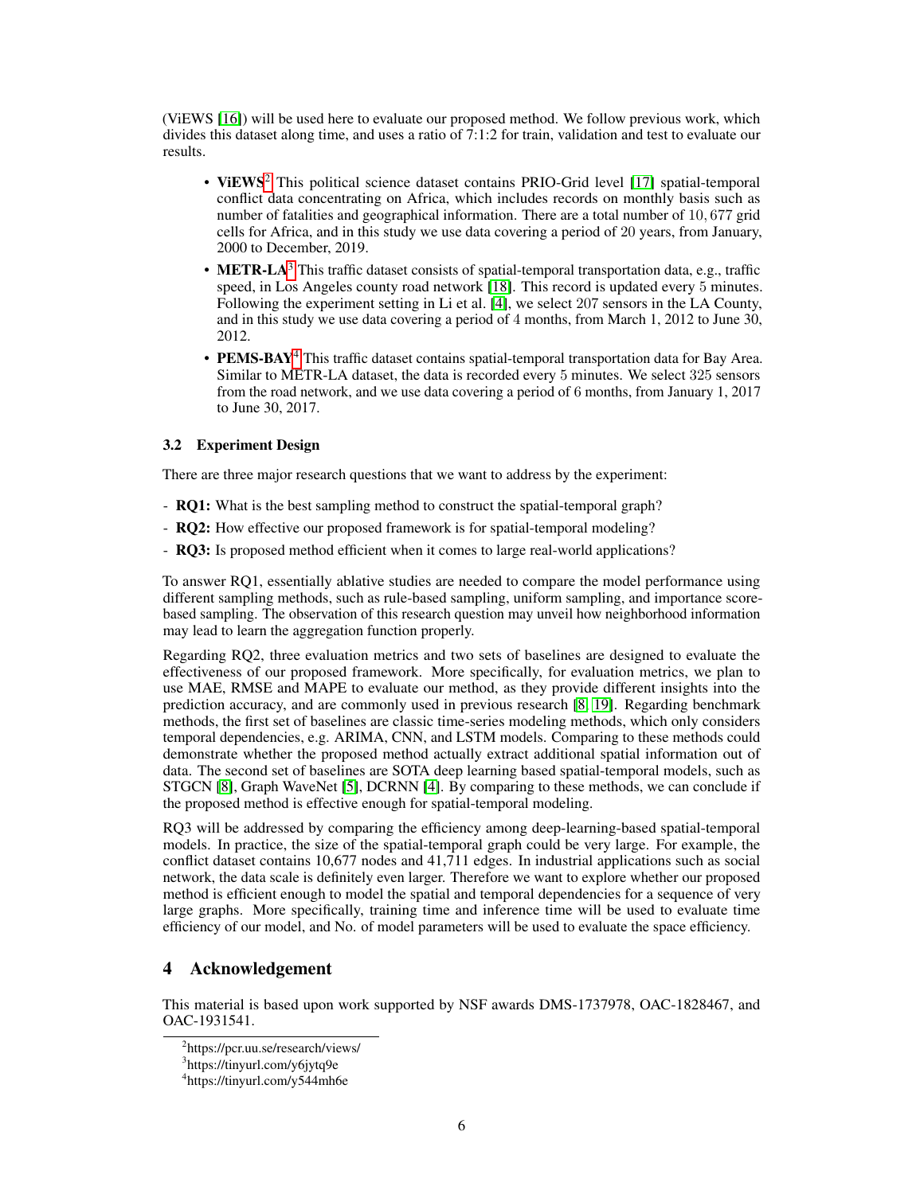(ViEWS [16]) will be used here to evaluate our proposed method. We follow previous work, which divides this dataset along time, and uses a ratio of 7:1:2 for train, validation and test to evaluate our results.

- **ViEWS**[2] This political science dataset contains PRIO-Grid level [17] spatial-temporal conflict data concentrating on Africa, which includes records on monthly basis such as number of fatalities and geographical information. There are a total number of 10,677 grid cells for Africa, and in this study we use data covering a period of 20 years, from January, 2000 to December, 2019.
- **METR-LA**[3] This traffic dataset consists of spatial-temporal transportation data, e.g., traffic speed, in Los Angeles county road network [18]. This record is updated every 5 minutes. Following the experiment setting in Li et al. [4], we select 207 sensors in the LA County, and in this study we use data covering a period of 4 months, from March 1, 2012 to June 30, 2012.
- **PEMS-BAY**[4] This traffic dataset contains spatial-temporal transportation data for Bay Area. Similar to METR-LA dataset, the data is recorded every 5 minutes. We select 325 sensors from the road network, and we use data covering a period of 6 months, from January 1, 2017 to June 30, 2017.

### 3.2 Experiment Design

There are three major research questions that we want to address by the experiment:

- **RQ1:** What is the best sampling method to construct the spatial-temporal graph?
- **RQ2:** How effective our proposed framework is for spatial-temporal modeling?
- **RQ3:** Is proposed method efficient when it comes to large real-world applications?

To answer RQ1, essentially ablative studies are needed to compare the model performance using different sampling methods, such as rule-based sampling, uniform sampling, and importance score-based sampling. The observation of this research question may unveil how neighborhood information may lead to learn the aggregation function properly.

Regarding RQ2, three evaluation metrics and two sets of baselines are designed to evaluate the effectiveness of our proposed framework. More specifically, for evaluation metrics, we plan to use MAE, RMSE and MAPE to evaluate our method, as they provide different insights into the prediction accuracy, and are commonly used in previous research [8, 19]. Regarding benchmark methods, the first set of baselines are classic time-series modeling methods, which only considers temporal dependencies, e.g. ARIMA, CNN, and LSTM models. Comparing to these methods could demonstrate whether the proposed method actually extract additional spatial information out of data. The second set of baselines are SOTA deep learning based spatial-temporal models, such as STGCN [8], Graph WaveNet [5], DCRNN [4]. By comparing to these methods, we can conclude if the proposed method is effective enough for spatial-temporal modeling.

RQ3 will be addressed by comparing the efficiency among deep-learning-based spatial-temporal models. In practice, the size of the spatial-temporal graph could be very large. For example, the conflict dataset contains 10,677 nodes and 41,711 edges. In industrial applications such as social network, the data scale is definitely even larger. Therefore we want to explore whether our proposed method is efficient enough to model the spatial and temporal dependencies for a sequence of very large graphs. More specifically, training time and inference time will be used to evaluate time efficiency of our model, and No. of model parameters will be used to evaluate the space efficiency.

## 4 Acknowledgement

This material is based upon work supported by NSF awards DMS-1737978, OAC-1828467, and OAC-1931541.

---

[2] https://pcr.uu.se/research/views/

[3] https://tinyurl.com/y6jytq9e

[4] https://tinyurl.com/y544mh6e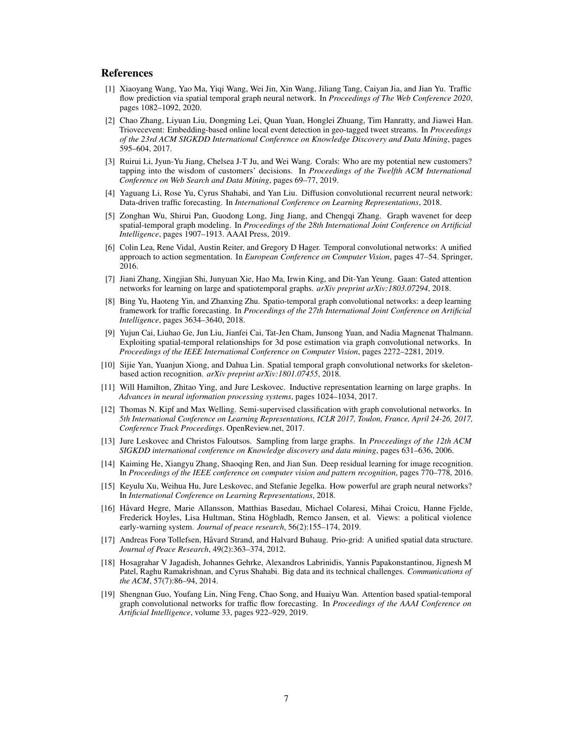## References

[1] Xiaoyang Wang, Yao Ma, Yiqi Wang, Wei Jin, Xin Wang, Jiliang Tang, Caiyan Jia, and Jian Yu. Traffic flow prediction via spatial temporal graph neural network. In *Proceedings of The Web Conference 2020*, pages 1082–1092, 2020.

[2] Chao Zhang, Liyuan Liu, Dongming Lei, Quan Yuan, Honglei Zhuang, Tim Hanratty, and Jiawei Han. Triovecevent: Embedding-based online local event detection in geo-tagged tweet streams. In *Proceedings of the 23rd ACM SIGKDD International Conference on Knowledge Discovery and Data Mining*, pages 595–604, 2017.

[3] Ruirui Li, Jyun-Yu Jiang, Chelsea J-T Ju, and Wei Wang. Corals: Who are my potential new customers? tapping into the wisdom of customers' decisions. In *Proceedings of the Twelfth ACM International Conference on Web Search and Data Mining*, pages 69–77, 2019.

[4] Yaguang Li, Rose Yu, Cyrus Shahabi, and Yan Liu. Diffusion convolutional recurrent neural network: Data-driven traffic forecasting. In *International Conference on Learning Representations*, 2018.

[5] Zonghan Wu, Shirui Pan, Guodong Long, Jing Jiang, and Chengqi Zhang. Graph wavenet for deep spatial-temporal graph modeling. In *Proceedings of the 28th International Joint Conference on Artificial Intelligence*, pages 1907–1913. AAAI Press, 2019.

[6] Colin Lea, Rene Vidal, Austin Reiter, and Gregory D Hager. Temporal convolutional networks: A unified approach to action segmentation. In *European Conference on Computer Vision*, pages 47–54. Springer, 2016.

[7] Jiani Zhang, Xingjian Shi, Junyuan Xie, Hao Ma, Irwin King, and Dit-Yan Yeung. Gaan: Gated attention networks for learning on large and spatiotemporal graphs. *arXiv preprint arXiv:1803.07294*, 2018.

[8] Bing Yu, Haoteng Yin, and Zhanxing Zhu. Spatio-temporal graph convolutional networks: a deep learning framework for traffic forecasting. In *Proceedings of the 27th International Joint Conference on Artificial Intelligence*, pages 3634–3640, 2018.

[9] Yujun Cai, Liuhao Ge, Jun Liu, Jianfei Cai, Tat-Jen Cham, Junsong Yuan, and Nadia Magnenat Thalmann. Exploiting spatial-temporal relationships for 3d pose estimation via graph convolutional networks. In *Proceedings of the IEEE International Conference on Computer Vision*, pages 2272–2281, 2019.

[10] Sijie Yan, Yuanjun Xiong, and Dahua Lin. Spatial temporal graph convolutional networks for skeleton-based action recognition. *arXiv preprint arXiv:1801.07455*, 2018.

[11] Will Hamilton, Zhitao Ying, and Jure Leskovec. Inductive representation learning on large graphs. In *Advances in neural information processing systems*, pages 1024–1034, 2017.

[12] Thomas N. Kipf and Max Welling. Semi-supervised classification with graph convolutional networks. In *5th International Conference on Learning Representations, ICLR 2017, Toulon, France, April 24-26, 2017, Conference Track Proceedings*. OpenReview.net, 2017.

[13] Jure Leskovec and Christos Faloutsos. Sampling from large graphs. In *Proceedings of the 12th ACM SIGKDD international conference on Knowledge discovery and data mining*, pages 631–636, 2006.

[14] Kaiming He, Xiangyu Zhang, Shaoqing Ren, and Jian Sun. Deep residual learning for image recognition. In *Proceedings of the IEEE conference on computer vision and pattern recognition*, pages 770–778, 2016.

[15] Keyulu Xu, Weihua Hu, Jure Leskovec, and Stefanie Jegelka. How powerful are graph neural networks? In *International Conference on Learning Representations*, 2018.

[16] Håvard Hegre, Marie Allansson, Matthias Basedau, Michael Colaresi, Mihai Croicu, Hanne Fjelde, Frederick Hoyles, Lisa Hultman, Stina Högbladh, Remco Jansen, et al. Views: a political violence early-warning system. *Journal of peace research*, 56(2):155–174, 2019.

[17] Andreas Forø Tollefsen, Håvard Strand, and Halvard Buhaug. Prio-grid: A unified spatial data structure. *Journal of Peace Research*, 49(2):363–374, 2012.

[18] Hosagrahar V Jagadish, Johannes Gehrke, Alexandros Labrinidis, Yannis Papakonstantinou, Jignesh M Patel, Raghu Ramakrishnan, and Cyrus Shahabi. Big data and its technical challenges. *Communications of the ACM*, 57(7):86–94, 2014.

[19] Shengnan Guo, Youfang Lin, Ning Feng, Chao Song, and Huaiyu Wan. Attention based spatial-temporal graph convolutional networks for traffic flow forecasting. In *Proceedings of the AAAI Conference on Artificial Intelligence*, volume 33, pages 922–929, 2019.